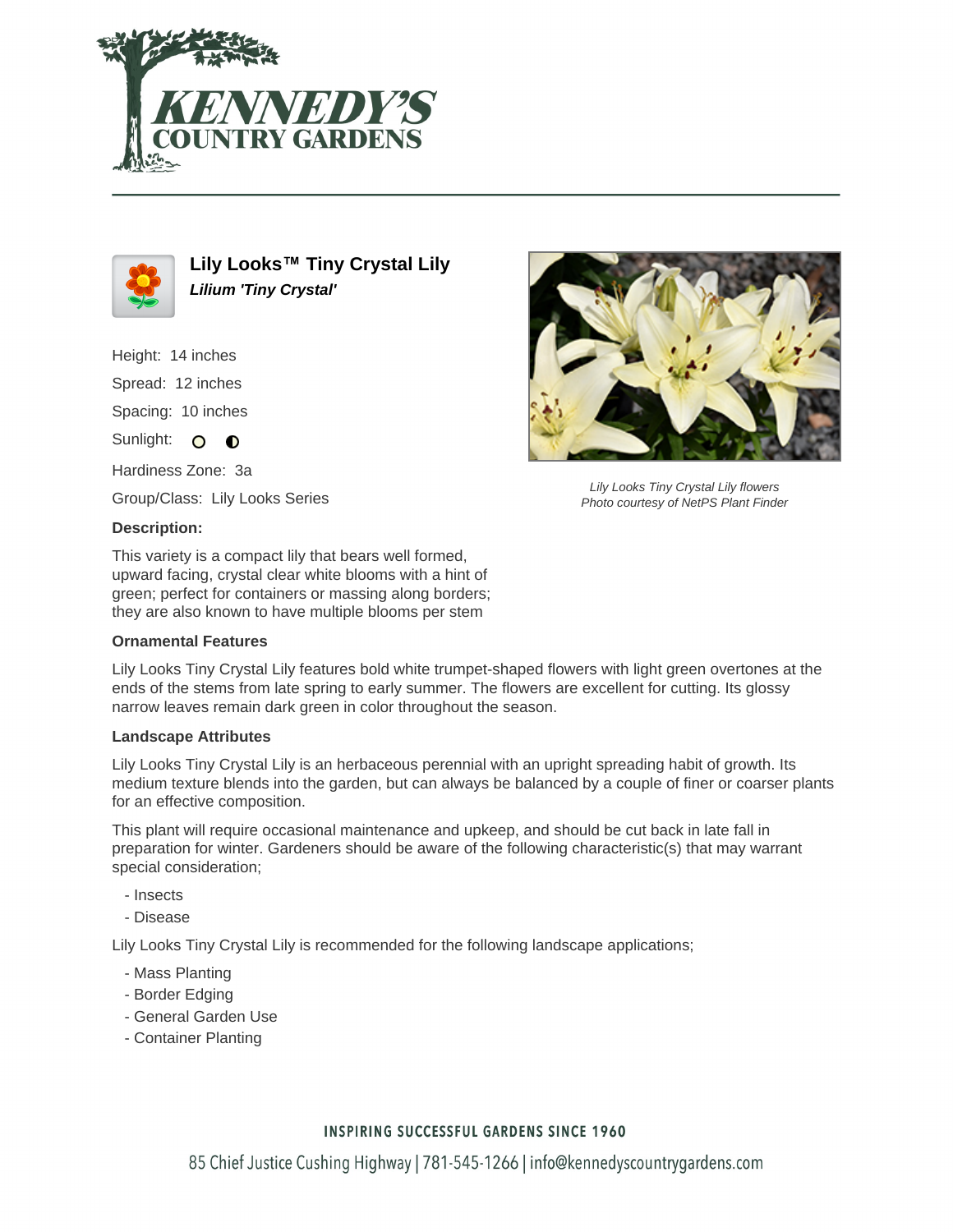# Lily Looks™ Tiny Crystal Lily

***Lilium 'Tiny Crystal'***

Height: 14 inches

Spread: 12 inches

Spacing: 10 inches

Sunlight: ○ ◐

Hardiness Zone: 3a

Group/Class: Lily Looks Series

Lily Looks Tiny Crystal Lily flowers
Photo courtesy of NetPS Plant Finder

**Description:**

This variety is a compact lily that bears well formed, upward facing, crystal clear white blooms with a hint of green; perfect for containers or massing along borders; they are also known to have multiple blooms per stem

**Ornamental Features**

Lily Looks Tiny Crystal Lily features bold white trumpet-shaped flowers with light green overtones at the ends of the stems from late spring to early summer. The flowers are excellent for cutting. Its glossy narrow leaves remain dark green in color throughout the season.

**Landscape Attributes**

Lily Looks Tiny Crystal Lily is an herbaceous perennial with an upright spreading habit of growth. Its medium texture blends into the garden, but can always be balanced by a couple of finer or coarser plants for an effective composition.

This plant will require occasional maintenance and upkeep, and should be cut back in late fall in preparation for winter. Gardeners should be aware of the following characteristic(s) that may warrant special consideration;

- Insects
- Disease

Lily Looks Tiny Crystal Lily is recommended for the following landscape applications;

- Mass Planting
- Border Edging
- General Garden Use
- Container Planting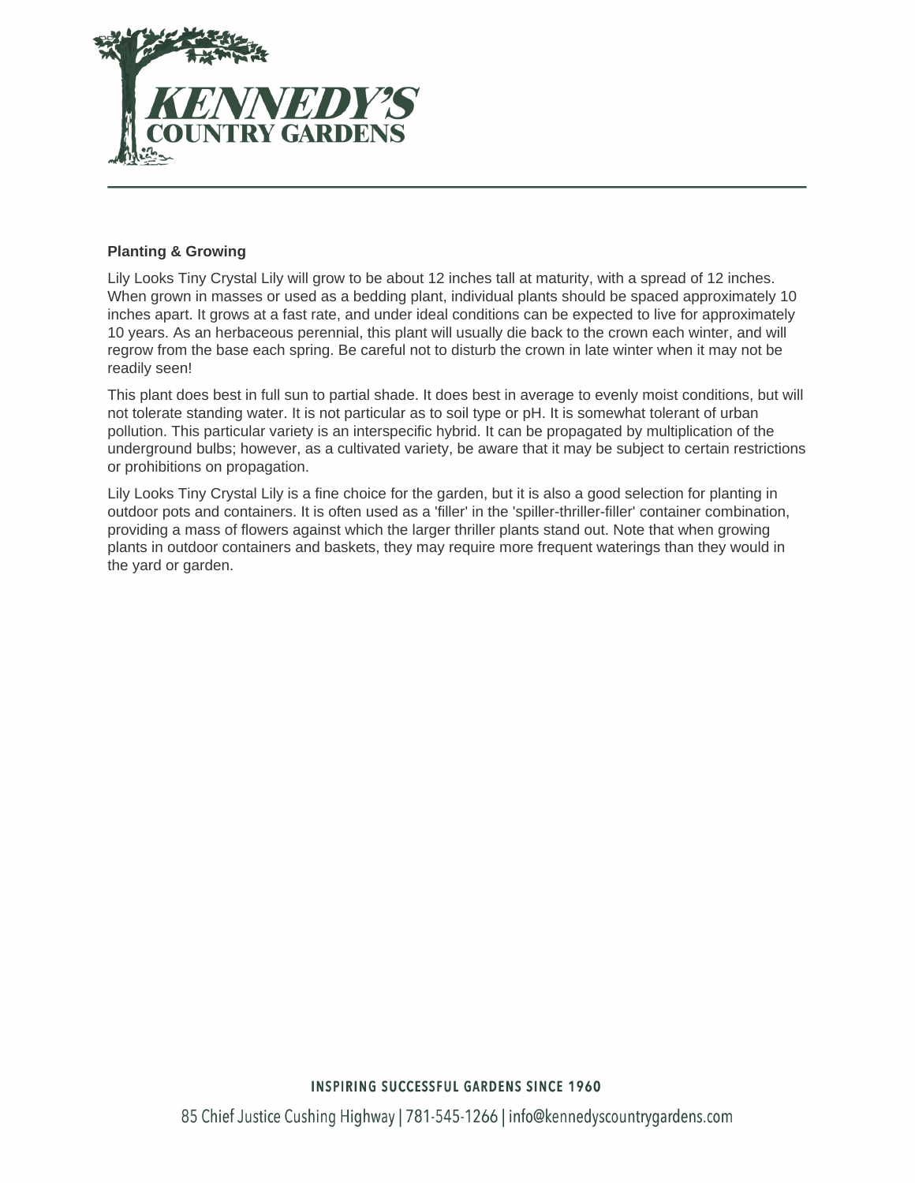**Planting & Growing**

Lily Looks Tiny Crystal Lily will grow to be about 12 inches tall at maturity, with a spread of 12 inches. When grown in masses or used as a bedding plant, individual plants should be spaced approximately 10 inches apart. It grows at a fast rate, and under ideal conditions can be expected to live for approximately 10 years. As an herbaceous perennial, this plant will usually die back to the crown each winter, and will regrow from the base each spring. Be careful not to disturb the crown in late winter when it may not be readily seen!

This plant does best in full sun to partial shade. It does best in average to evenly moist conditions, but will not tolerate standing water. It is not particular as to soil type or pH. It is somewhat tolerant of urban pollution. This particular variety is an interspecific hybrid. It can be propagated by multiplication of the underground bulbs; however, as a cultivated variety, be aware that it may be subject to certain restrictions or prohibitions on propagation.

Lily Looks Tiny Crystal Lily is a fine choice for the garden, but it is also a good selection for planting in outdoor pots and containers. It is often used as a 'filler' in the 'spiller-thriller-filler' container combination, providing a mass of flowers against which the larger thriller plants stand out. Note that when growing plants in outdoor containers and baskets, they may require more frequent waterings than they would in the yard or garden.